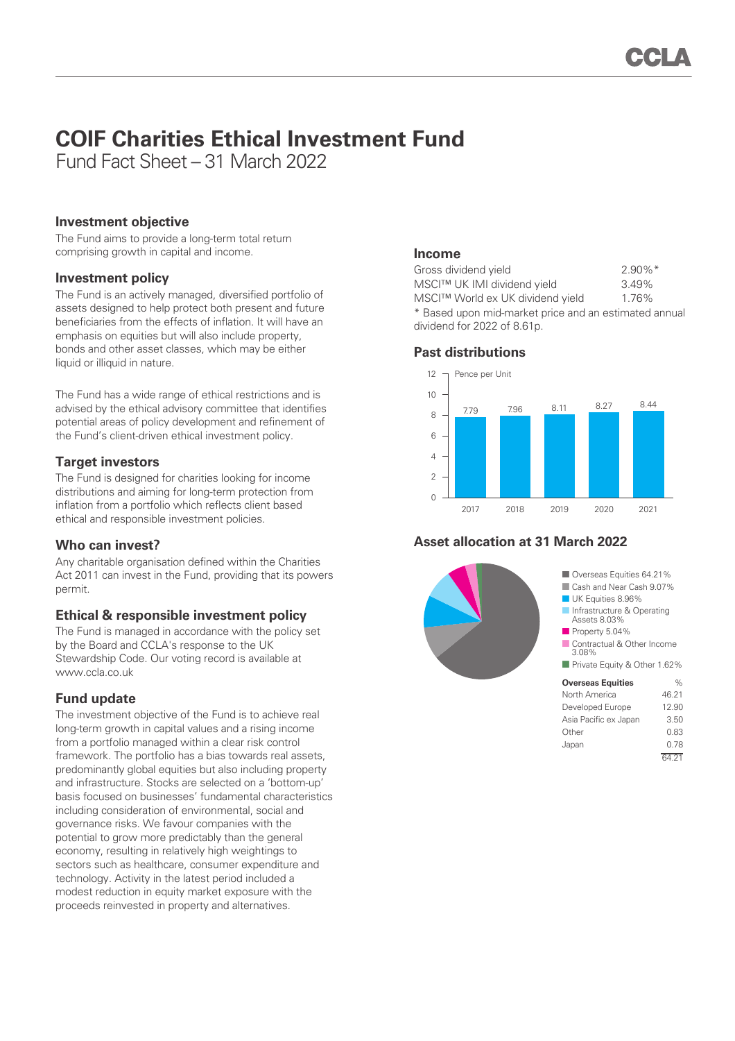# COIF Charities Ethical Investment Fund

Fund Fact Sheet – 31 March 2022

## Investment objective

The Fund aims to provide a long-term total return comprising growth in capital and income.

## Investment policy

The Fund is an actively managed, diversified portfolio of assets designed to help protect both present and future beneficiaries from the effects of inflation. It will have an emphasis on equities but will also include property, bonds and other asset classes, which may be either liquid or illiquid in nature.

The Fund has a wide range of ethical restrictions and is advised by the ethical advisory committee that identifies potential areas of policy development and refinement of the Fund's client-driven ethical investment policy.

## Target investors

The Fund is designed for charities looking for income distributions and aiming for long-term protection from inflation from a portfolio which reflects client based ethical and responsible investment policies.

## Who can invest?

Any charitable organisation defined within the Charities Act 2011 can invest in the Fund, providing that its powers permit.

## Ethical & responsible investment policy

The Fund is managed in accordance with the policy set by the Board and CCLA's response to the UK Stewardship Code. Our voting record is available at www.ccla.co.uk

## Fund update

The investment objective of the Fund is to achieve real long-term growth in capital values and a rising income from a portfolio managed within a clear risk control framework. The portfolio has a bias towards real assets, predominantly global equities but also including property and infrastructure. Stocks are selected on a 'bottom-up' basis focused on businesses' fundamental characteristics including consideration of environmental, social and governance risks. We favour companies with the potential to grow more predictably than the general economy, resulting in relatively high weightings to sectors such as healthcare, consumer expenditure and technology. Activity in the latest period included a modest reduction in equity market exposure with the proceeds reinvested in property and alternatives.

## Income

| | |
|---|---|
| Gross dividend yield | 2.90%* |
| MSCI™ UK IMI dividend yield | 3.49% |
| MSCI™ World ex UK dividend yield | 1.76% |

* Based upon mid-market price and an estimated annual dividend for 2022 of 8.61p.

## Past distributions

Pence per Unit

| Year | Pence per Unit |
|---|---|
| 2017 | 7.79 |
| 2018 | 7.96 |
| 2019 | 8.11 |
| 2020 | 8.27 |
| 2021 | 8.44 |

## Asset allocation at 31 March 2022

- Overseas Equities 64.21%
- Cash and Near Cash 9.07%
- UK Equities 8.96%
- Infrastructure & Operating Assets 8.03%
- Property 5.04%
- Contractual & Other Income 3.08%
- Private Equity & Other 1.62%

| Overseas Equities | % |
|---|---|
| North America | 46.21 |
| Developed Europe | 12.90 |
| Asia Pacific ex Japan | 3.50 |
| Other | 0.83 |
| Japan | 0.78 |
| | 64.21 |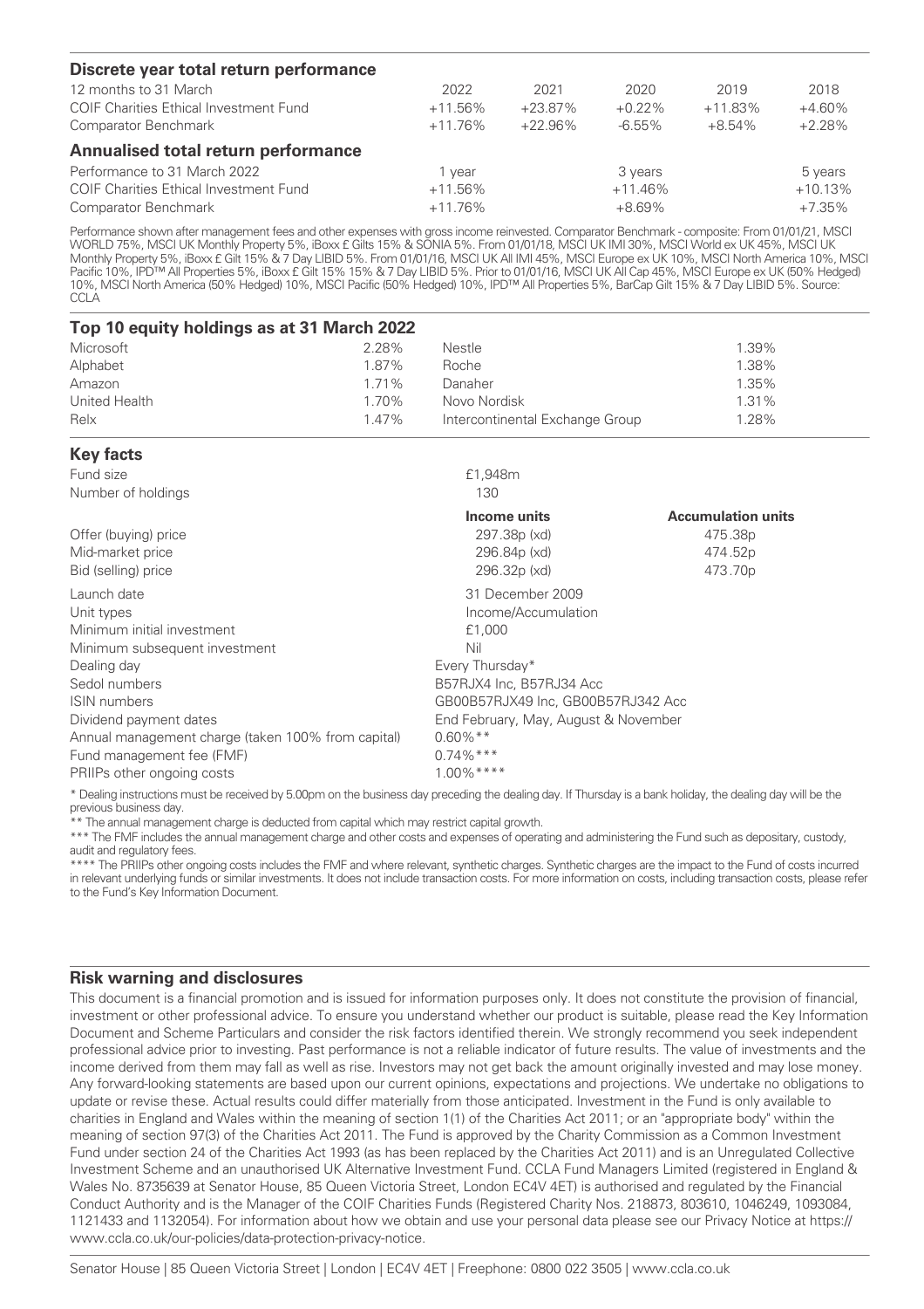## Discrete year total return performance

| 12 months to 31 March | 2022 | 2021 | 2020 | 2019 | 2018 |
|---|---|---|---|---|---|
| COIF Charities Ethical Investment Fund | +11.56% | +23.87% | +0.22% | +11.83% | +4.60% |
| Comparator Benchmark | +11.76% | +22.96% | -6.55% | +8.54% | +2.28% |

## Annualised total return performance

| Performance to 31 March 2022 | 1 year | 3 years | 5 years |
|---|---|---|---|
| COIF Charities Ethical Investment Fund | +11.56% | +11.46% | +10.13% |
| Comparator Benchmark | +11.76% | +8.69% | +7.35% |

Performance shown after management fees and other expenses with gross income reinvested. Comparator Benchmark - composite: From 01/01/21, MSCI WORLD 75%, MSCI UK Monthly Property 5%, iBoxx £ Gilts 15% & SONIA 5%. From 01/01/18, MSCI UK IMI 30%, MSCI World ex UK 45%, MSCI UK Monthly Property 5%, iBoxx £ Gilt 15% & 7 Day LIBID 5%. From 01/01/16, MSCI UK All IMI 45%, MSCI Europe ex UK 10%, MSCI North America 10%, MSCI Pacific 10%, IPD™ All Properties 5%, iBoxx £ Gilt 15% 15% & 7 Day LIBID 5%. Prior to 01/01/16, MSCI UK All Cap 45%, MSCI Europe ex UK (50% Hedged) 10%, MSCI North America (50% Hedged) 10%, MSCI Pacific (50% Hedged) 10%, IPD™ All Properties 5%, BarCap Gilt 15% & 7 Day LIBID 5%. Source: CCLA

## Top 10 equity holdings as at 31 March 2022

| | | | |
|---|---|---|---|
| Microsoft | 2.28% | Nestle | 1.39% |
| Alphabet | 1.87% | Roche | 1.38% |
| Amazon | 1.71% | Danaher | 1.35% |
| United Health | 1.70% | Novo Nordisk | 1.31% |
| Relx | 1.47% | Intercontinental Exchange Group | 1.28% |

## Key facts

| | | |
|---|---|---|
| Fund size | £1,948m | |
| Number of holdings | 130 | |
| | **Income units** | **Accumulation units** |
| Offer (buying) price | 297.38p (xd) | 475.38p |
| Mid-market price | 296.84p (xd) | 474.52p |
| Bid (selling) price | 296.32p (xd) | 473.70p |
| Launch date | 31 December 2009 | |
| Unit types | Income/Accumulation | |
| Minimum initial investment | £1,000 | |
| Minimum subsequent investment | Nil | |
| Dealing day | Every Thursday* | |
| Sedol numbers | B57RJX4 Inc, B57RJ34 Acc | |
| ISIN numbers | GB00B57RJX49 Inc, GB00B57RJ342 Acc | |
| Dividend payment dates | End February, May, August & November | |
| Annual management charge (taken 100% from capital) | 0.60%** | |
| Fund management fee (FMF) | 0.74%*** | |
| PRIIPs other ongoing costs | 1.00%**** | |

* Dealing instructions must be received by 5.00pm on the business day preceding the dealing day. If Thursday is a bank holiday, the dealing day will be the previous business day.

** The annual management charge is deducted from capital which may restrict capital growth.

*** The FMF includes the annual management charge and other costs and expenses of operating and administering the Fund such as depositary, custody, audit and regulatory fees.

**** The PRIIPs other ongoing costs includes the FMF and where relevant, synthetic charges. Synthetic charges are the impact to the Fund of costs incurred in relevant underlying funds or similar investments. It does not include transaction costs. For more information on costs, including transaction costs, please refer to the Fund's Key Information Document.

## Risk warning and disclosures

This document is a financial promotion and is issued for information purposes only. It does not constitute the provision of financial, investment or other professional advice. To ensure you understand whether our product is suitable, please read the Key Information Document and Scheme Particulars and consider the risk factors identified therein. We strongly recommend you seek independent professional advice prior to investing. Past performance is not a reliable indicator of future results. The value of investments and the income derived from them may fall as well as rise. Investors may not get back the amount originally invested and may lose money. Any forward-looking statements are based upon our current opinions, expectations and projections. We undertake no obligations to update or revise these. Actual results could differ materially from those anticipated. Investment in the Fund is only available to charities in England and Wales within the meaning of section 1(1) of the Charities Act 2011; or an "appropriate body" within the meaning of section 97(3) of the Charities Act 2011. The Fund is approved by the Charity Commission as a Common Investment Fund under section 24 of the Charities Act 1993 (as has been replaced by the Charities Act 2011) and is an Unregulated Collective Investment Scheme and an unauthorised UK Alternative Investment Fund. CCLA Fund Managers Limited (registered in England & Wales No. 8735639 at Senator House, 85 Queen Victoria Street, London EC4V 4ET) is authorised and regulated by the Financial Conduct Authority and is the Manager of the COIF Charities Funds (Registered Charity Nos. 218873, 803610, 1046249, 1093084, 1121433 and 1132054). For information about how we obtain and use your personal data please see our Privacy Notice at https://www.ccla.co.uk/our-policies/data-protection-privacy-notice.

Senator House | 85 Queen Victoria Street | London | EC4V 4ET | Freephone: 0800 022 3505 | www.ccla.co.uk